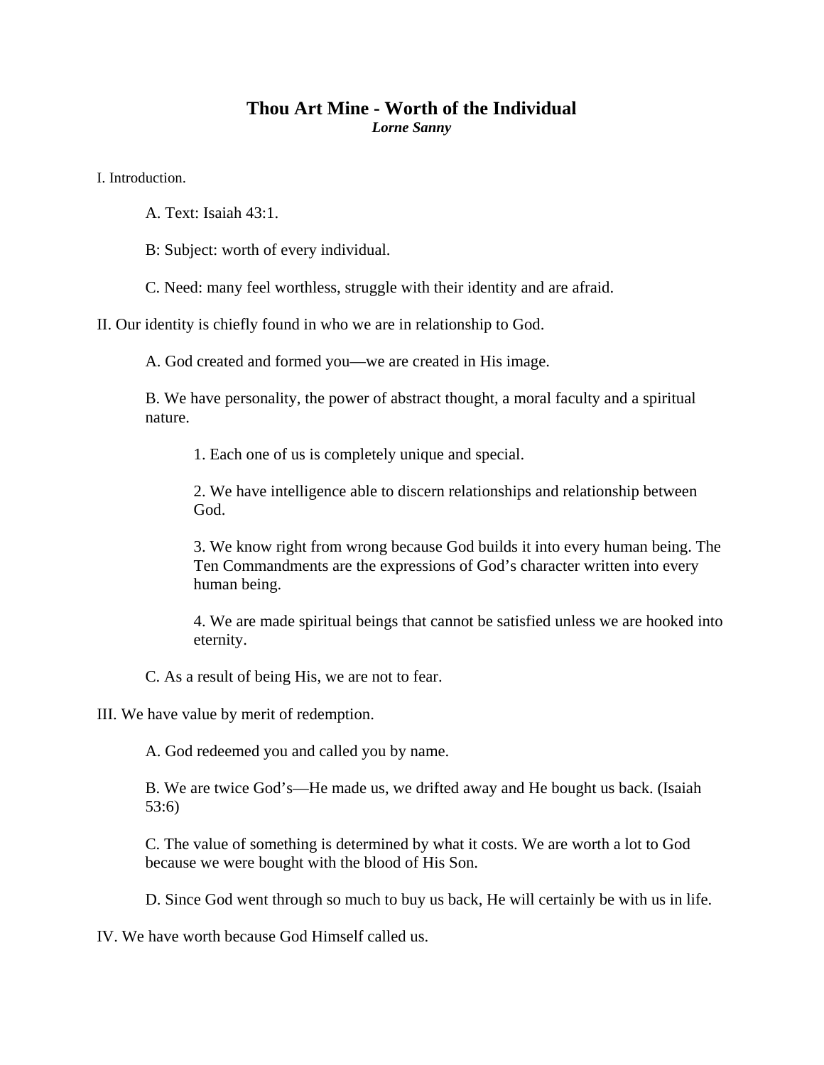# Thou Art Mine - Worth of the Individual

***Lorne Sanny***

I. Introduction.

A. Text: Isaiah 43:1.

B: Subject: worth of every individual.

C. Need: many feel worthless, struggle with their identity and are afraid.

II. Our identity is chiefly found in who we are in relationship to God.

A. God created and formed you—we are created in His image.

B. We have personality, the power of abstract thought, a moral faculty and a spiritual nature.

1. Each one of us is completely unique and special.

2. We have intelligence able to discern relationships and relationship between God.

3. We know right from wrong because God builds it into every human being. The Ten Commandments are the expressions of God's character written into every human being.

4. We are made spiritual beings that cannot be satisfied unless we are hooked into eternity.

C. As a result of being His, we are not to fear.

III. We have value by merit of redemption.

A. God redeemed you and called you by name.

B. We are twice God's—He made us, we drifted away and He bought us back. (Isaiah 53:6)

C. The value of something is determined by what it costs. We are worth a lot to God because we were bought with the blood of His Son.

D. Since God went through so much to buy us back, He will certainly be with us in life.

IV. We have worth because God Himself called us.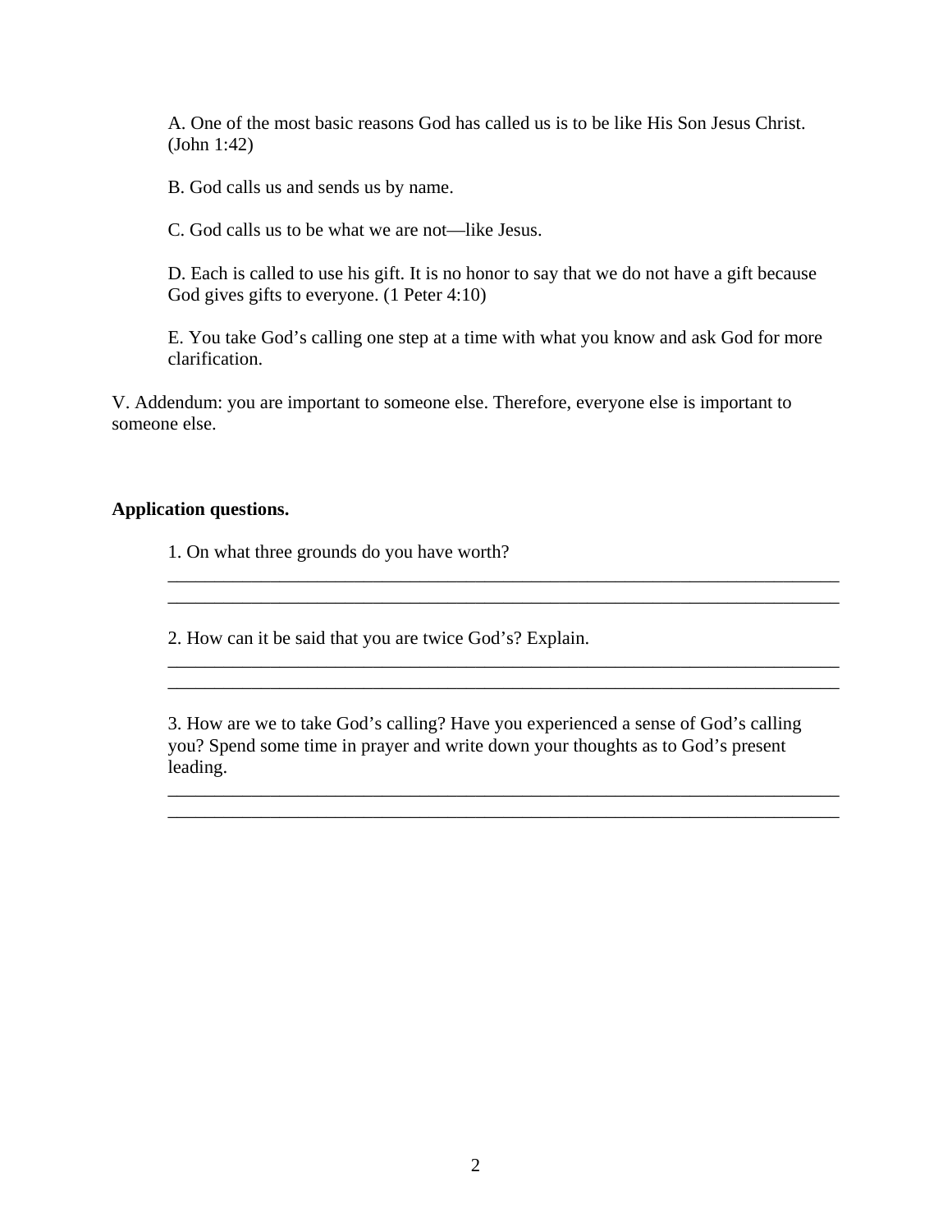A. One of the most basic reasons God has called us is to be like His Son Jesus Christ. (John 1:42)

B. God calls us and sends us by name.

C. God calls us to be what we are not—like Jesus.

D. Each is called to use his gift. It is no honor to say that we do not have a gift because God gives gifts to everyone. (1 Peter 4:10)

E. You take God's calling one step at a time with what you know and ask God for more clarification.

V. Addendum: you are important to someone else. Therefore, everyone else is important to someone else.

**Application questions.**

1. On what three grounds do you have worth?

___________________________________________________________________________
___________________________________________________________________________

2. How can it be said that you are twice God's? Explain.

___________________________________________________________________________
___________________________________________________________________________

3. How are we to take God's calling? Have you experienced a sense of God's calling you? Spend some time in prayer and write down your thoughts as to God's present leading.

___________________________________________________________________________
___________________________________________________________________________